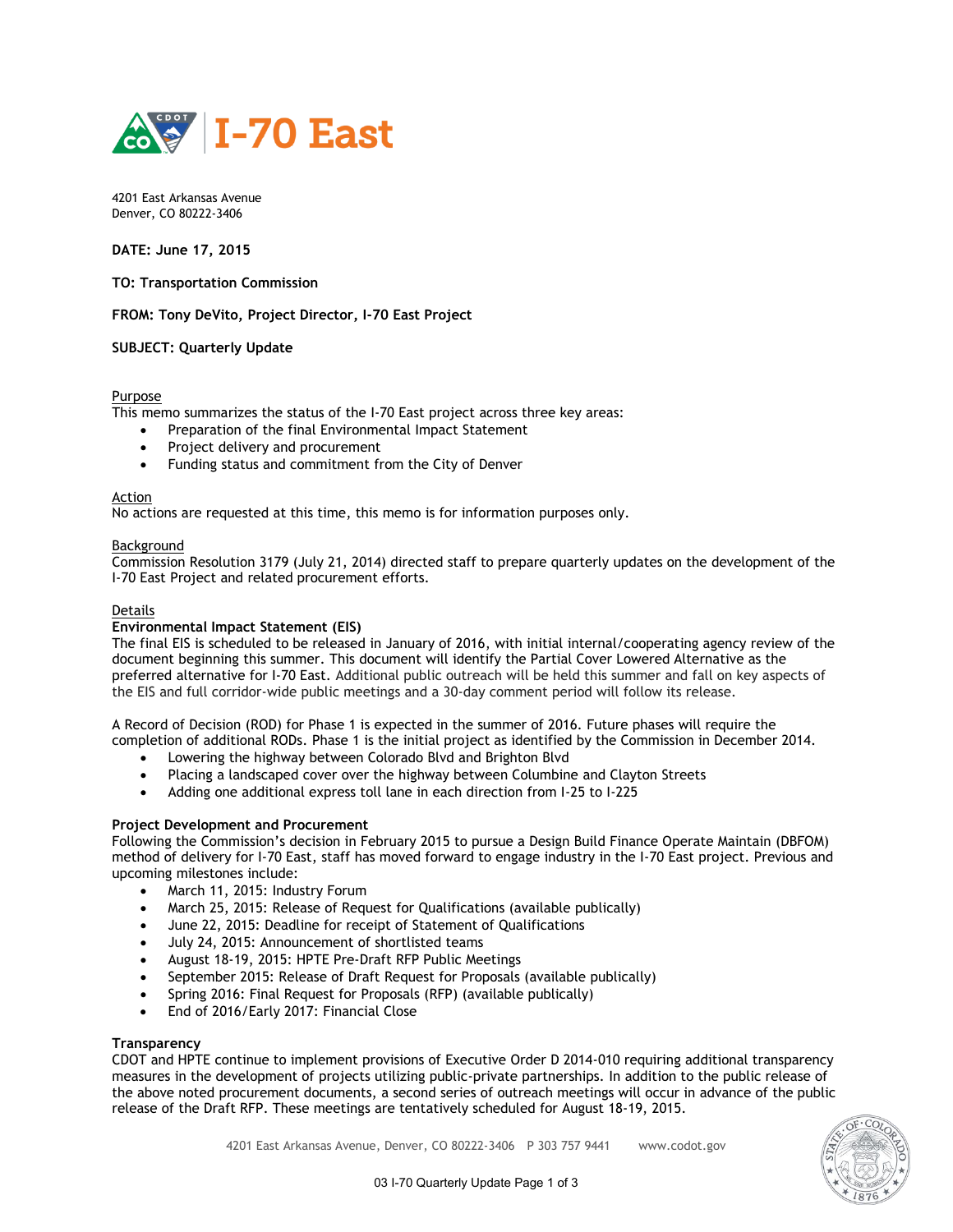# I-70 East

4201 East Arkansas Avenue
Denver, CO 80222-3406

**DATE: June 17, 2015**

**TO: Transportation Commission**

**FROM: Tony DeVito, Project Director, I-70 East Project**

**SUBJECT: Quarterly Update**

Purpose

This memo summarizes the status of the I-70 East project across three key areas:

- Preparation of the final Environmental Impact Statement
- Project delivery and procurement
- Funding status and commitment from the City of Denver

Action

No actions are requested at this time, this memo is for information purposes only.

Background

Commission Resolution 3179 (July 21, 2014) directed staff to prepare quarterly updates on the development of the I-70 East Project and related procurement efforts.

Details

**Environmental Impact Statement (EIS)**

The final EIS is scheduled to be released in January of 2016, with initial internal/cooperating agency review of the document beginning this summer. This document will identify the Partial Cover Lowered Alternative as the preferred alternative for I-70 East. Additional public outreach will be held this summer and fall on key aspects of the EIS and full corridor-wide public meetings and a 30-day comment period will follow its release.

A Record of Decision (ROD) for Phase 1 is expected in the summer of 2016. Future phases will require the completion of additional RODs. Phase 1 is the initial project as identified by the Commission in December 2014.

- Lowering the highway between Colorado Blvd and Brighton Blvd
- Placing a landscaped cover over the highway between Columbine and Clayton Streets
- Adding one additional express toll lane in each direction from I-25 to I-225

**Project Development and Procurement**

Following the Commission's decision in February 2015 to pursue a Design Build Finance Operate Maintain (DBFOM) method of delivery for I-70 East, staff has moved forward to engage industry in the I-70 East project. Previous and upcoming milestones include:

- March 11, 2015: Industry Forum
- March 25, 2015: Release of Request for Qualifications (available publically)
- June 22, 2015: Deadline for receipt of Statement of Qualifications
- July 24, 2015: Announcement of shortlisted teams
- August 18-19, 2015: HPTE Pre-Draft RFP Public Meetings
- September 2015: Release of Draft Request for Proposals (available publically)
- Spring 2016: Final Request for Proposals (RFP) (available publically)
- End of 2016/Early 2017: Financial Close

**Transparency**

CDOT and HPTE continue to implement provisions of Executive Order D 2014-010 requiring additional transparency measures in the development of projects utilizing public-private partnerships. In addition to the public release of the above noted procurement documents, a second series of outreach meetings will occur in advance of the public release of the Draft RFP. These meetings are tentatively scheduled for August 18-19, 2015.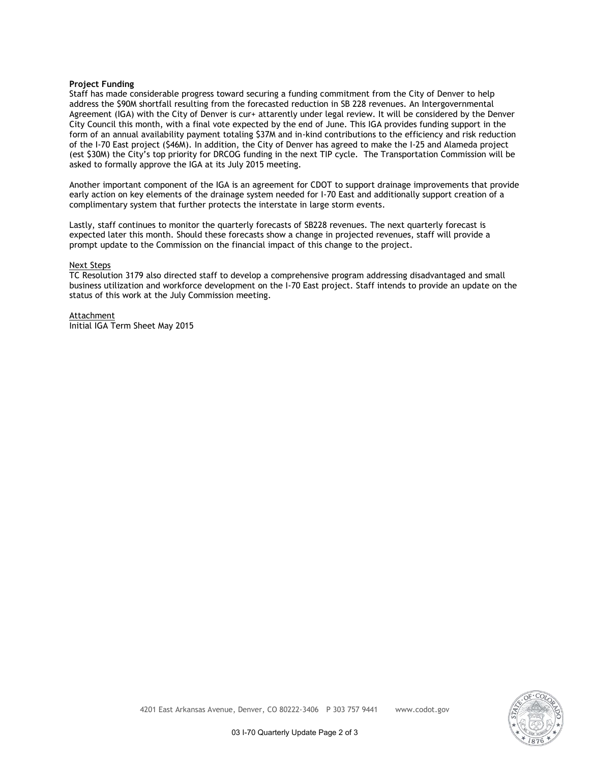**Project Funding**
Staff has made considerable progress toward securing a funding commitment from the City of Denver to help address the $90M shortfall resulting from the forecasted reduction in SB 228 revenues. An Intergovernmental Agreement (IGA) with the City of Denver is cur+ attarently under legal review. It will be considered by the Denver City Council this month, with a final vote expected by the end of June. This IGA provides funding support in the form of an annual availability payment totaling $37M and in-kind contributions to the efficiency and risk reduction of the I-70 East project ($46M). In addition, the City of Denver has agreed to make the I-25 and Alameda project (est $30M) the City's top priority for DRCOG funding in the next TIP cycle. The Transportation Commission will be asked to formally approve the IGA at its July 2015 meeting.

Another important component of the IGA is an agreement for CDOT to support drainage improvements that provide early action on key elements of the drainage system needed for I-70 East and additionally support creation of a complimentary system that further protects the interstate in large storm events.

Lastly, staff continues to monitor the quarterly forecasts of SB228 revenues. The next quarterly forecast is expected later this month. Should these forecasts show a change in projected revenues, staff will provide a prompt update to the Commission on the financial impact of this change to the project.

<u>Next Steps</u>
TC Resolution 3179 also directed staff to develop a comprehensive program addressing disadvantaged and small business utilization and workforce development on the I-70 East project. Staff intends to provide an update on the status of this work at the July Commission meeting.

<u>Attachment</u>
Initial IGA Term Sheet May 2015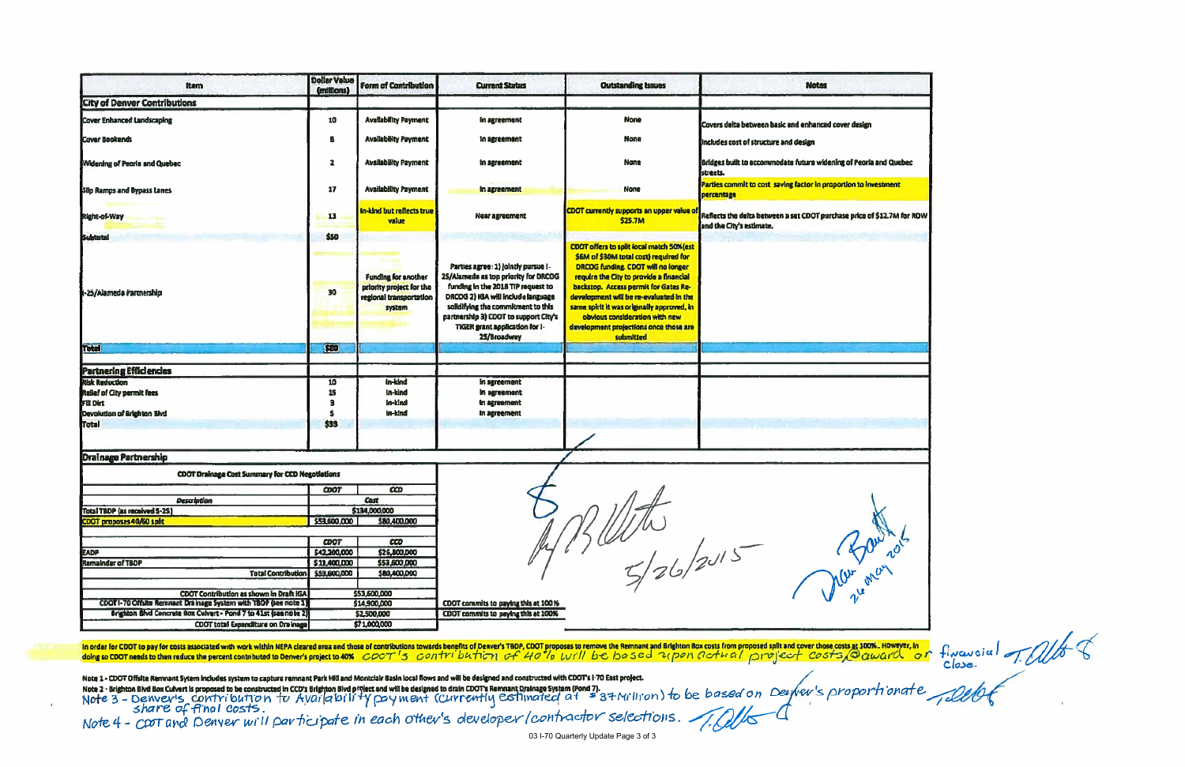| Item | Dollar Value (millions) | Form of Contribution | Current Status | Outstanding Issues | Notes |
|---|---|---|---|---|---|
| **City of Denver Contributions** | | | | | |
| Cover Enhanced Landscaping | 10 | Availability Payment | In agreement | None | Covers delta between basic and enhanced cover design |
| Cover Bookends | 8 | Availability Payment | In agreement | None | Includes cost of structure and design |
| Widening of Peoria and Quebec | 2 | Availability Payment | In agreement | None | Bridges built to accommodate future widening of Peoria and Quebec streets. |
| Slip Ramps and Bypass Lanes | 17 | Availability Payment | In agreement | None | Parties commit to cost saving factor in proportion to investment percentage |
| Right-of-Way | 13 | In-kind but reflects true value | Near agreement | CDOT currently supports an upper value of $25.7M | Reflects the delta between a set CDOT purchase price of $12.7M for ROW and the City's estimate. |
| Subtotal | $50 | | | | |
| I-25/Alameda Partnership | 30 | Funding for another priority project for the regional transportation system | Parties agree: 1) Jointly pursue I-25/Alameda as top priority for DRCOG funding in the 2018 TIP request to DRCOG 2) IGA will include language solidifying the commitment to this partnership 3) CDOT to support City's TIGER grant application for I-25/Broadway | CDOT offers to split local match 50% (est $6M of $30M total cost) required for DRCOG funding. CDOT will no longer require the City to provide a financial backstop. Access permit for Gates Re-development will be re-evaluated in the same spirit it was originally approved, in obvious consideration with new development projections once these are submitted | |
| Total | $80 | | | | |
| **Partnering Efficiencies** | | | | | |
| Risk Reduction | 10 | In-kind | In agreement | | |
| Relief of City permit fees | 15 | In-kind | In agreement | | |
| Fill Dirt | 3 | In-kind | In agreement | | |
| Devolution of Brighton Blvd | 5 | In-kind | In agreement | | |
| Total | $33 | | | | |
| **Drainage Partnership** | | | | | |

**CDOT Drainage Cost Summary for CCD Negotiations**

| Description | CDOT | CCD | |
|---|---|---|---|
| | Cost | | |
| Total TBDP (as received 5-25) | $134,000,000 | | |
| CDOT proposes 40/60 split | $53,600,000 | $80,400,000 | |
| | **CDOT** | **CCD** | |
| EADP | $42,200,000 | $26,800,000 | |
| Remainder of TBDP | $11,400,000 | $53,600,000 | |
| Total Contribution | $53,600,000 | $80,400,000 | |
| CDOT Contribution as shown in Draft IGA | $53,600,000 | | |
| CDOT I-70 Offsite Remnant Drainage System with TBDP (see note 1) | $14,900,000 | | CDOT commits to paying this at 100% |
| Brighton Blvd Concrete Box Culvert - Pond 7 to 41st (see note 2) | $2,500,000 | | CDOT commits to paying this at 100% |
| CDOT total Expenditure on Drainage | $71,000,000 | | |

*[Signatures:] 5/26/2015; 26 May 2015*

In order for CDOT to pay for costs associated with work within NEPA cleared area and those of contributions towards benefits of Denver's TBDP, CDOT proposes to remove the Remnant and Brighton Box costs from proposed split and cover those costs at 100%. However, in doing so CDOT needs to then reduce the percent contributed to Denver's project to 40% *CDOT's contribution of 40% will be based upon actual project costs @ award or financial close.*

Note 1 - CDOT Offsite Remnant Sytem includes system to capture remnant Park Hill and Montclair Basin local flows and will be designed and constructed with CDOT's I-70 East project.

Note 2 - Brighton Blvd Box Culvert is proposed to be constructed in CCD's Brighton Blvd project and will be designed to drain CDOT's Remnant Drainage System (Pond 7).

*Note 3 - Denver's contribution to Availability payment (currently estimated at $37 Million) to be based on Denver's proportionate share of final costs.*

*Note 4 - CDOT and Denver will participate in each other's developer/contractor selections.*

03 I-70 Quarterly Update